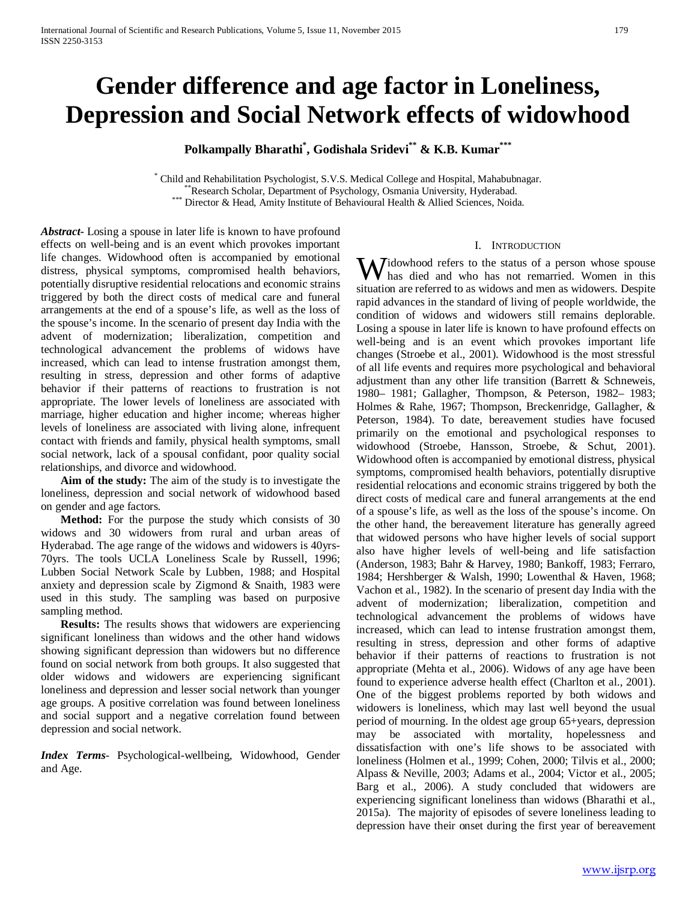# Gender difference and age factor in Loneliness, Depression and Social Network effects of widowhood

**Polkampally Bharathi[*], Godishala Sridevi[**] & K.B. Kumar[***]**

[*] Child and Rehabilitation Psychologist, S.V.S. Medical College and Hospital, Mahabubnagar.
[**] Research Scholar, Department of Psychology, Osmania University, Hyderabad.
[***] Director & Head, Amity Institute of Behavioural Health & Allied Sciences, Noida.

***Abstract-*** Losing a spouse in later life is known to have profound effects on well-being and is an event which provokes important life changes. Widowhood often is accompanied by emotional distress, physical symptoms, compromised health behaviors, potentially disruptive residential relocations and economic strains triggered by both the direct costs of medical care and funeral arrangements at the end of a spouse's life, as well as the loss of the spouse's income. In the scenario of present day India with the advent of modernization; liberalization, competition and technological advancement the problems of widows have increased, which can lead to intense frustration amongst them, resulting in stress, depression and other forms of adaptive behavior if their patterns of reactions to frustration is not appropriate. The lower levels of loneliness are associated with marriage, higher education and higher income; whereas higher levels of loneliness are associated with living alone, infrequent contact with friends and family, physical health symptoms, small social network, lack of a spousal confidant, poor quality social relationships, and divorce and widowhood.

**Aim of the study:** The aim of the study is to investigate the loneliness, depression and social network of widowhood based on gender and age factors.

**Method:** For the purpose the study which consists of 30 widows and 30 widowers from rural and urban areas of Hyderabad. The age range of the widows and widowers is 40yrs-70yrs. The tools UCLA Loneliness Scale by Russell, 1996; Lubben Social Network Scale by Lubben, 1988; and Hospital anxiety and depression scale by Zigmond & Snaith, 1983 were used in this study. The sampling was based on purposive sampling method.

**Results:** The results shows that widowers are experiencing significant loneliness than widows and the other hand widows showing significant depression than widowers but no difference found on social network from both groups. It also suggested that older widows and widowers are experiencing significant loneliness and depression and lesser social network than younger age groups. A positive correlation was found between loneliness and social support and a negative correlation found between depression and social network.

***Index Terms-*** Psychological-wellbeing, Widowhood, Gender and Age.

## I. Introduction

Widowhood refers to the status of a person whose spouse has died and who has not remarried. Women in this situation are referred to as widows and men as widowers. Despite rapid advances in the standard of living of people worldwide, the condition of widows and widowers still remains deplorable. Losing a spouse in later life is known to have profound effects on well-being and is an event which provokes important life changes (Stroebe et al., 2001). Widowhood is the most stressful of all life events and requires more psychological and behavioral adjustment than any other life transition (Barrett & Schneweis, 1980– 1981; Gallagher, Thompson, & Peterson, 1982– 1983; Holmes & Rahe, 1967; Thompson, Breckenridge, Gallagher, & Peterson, 1984). To date, bereavement studies have focused primarily on the emotional and psychological responses to widowhood (Stroebe, Hansson, Stroebe, & Schut, 2001). Widowhood often is accompanied by emotional distress, physical symptoms, compromised health behaviors, potentially disruptive residential relocations and economic strains triggered by both the direct costs of medical care and funeral arrangements at the end of a spouse's life, as well as the loss of the spouse's income. On the other hand, the bereavement literature has generally agreed that widowed persons who have higher levels of social support also have higher levels of well-being and life satisfaction (Anderson, 1983; Bahr & Harvey, 1980; Bankoff, 1983; Ferraro, 1984; Hershberger & Walsh, 1990; Lowenthal & Haven, 1968; Vachon et al., 1982). In the scenario of present day India with the advent of modernization; liberalization, competition and technological advancement the problems of widows have increased, which can lead to intense frustration amongst them, resulting in stress, depression and other forms of adaptive behavior if their patterns of reactions to frustration is not appropriate (Mehta et al., 2006). Widows of any age have been found to experience adverse health effect (Charlton et al., 2001). One of the biggest problems reported by both widows and widowers is loneliness, which may last well beyond the usual period of mourning. In the oldest age group 65+years, depression may be associated with mortality, hopelessness and dissatisfaction with one's life shows to be associated with loneliness (Holmen et al., 1999; Cohen, 2000; Tilvis et al., 2000; Alpass & Neville, 2003; Adams et al., 2004; Victor et al., 2005; Barg et al., 2006). A study concluded that widowers are experiencing significant loneliness than widows (Bharathi et al., 2015a). The majority of episodes of severe loneliness leading to depression have their onset during the first year of bereavement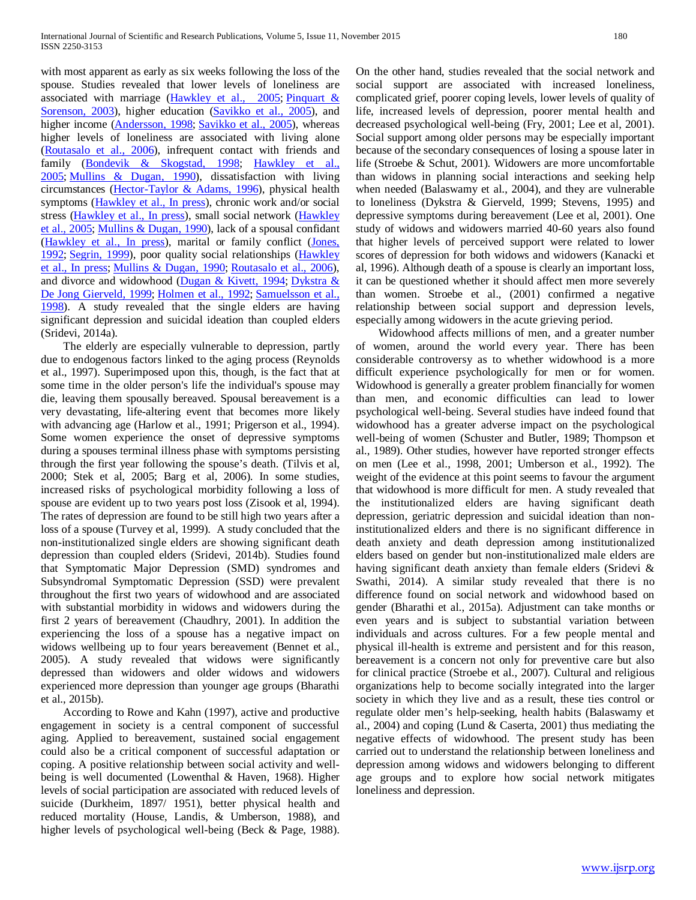with most apparent as early as six weeks following the loss of the spouse. Studies revealed that lower levels of loneliness are associated with marriage (Hawkley et al., 2005; Pinquart & Sorenson, 2003), higher education (Savikko et al., 2005), and higher income (Andersson, 1998; Savikko et al., 2005), whereas higher levels of loneliness are associated with living alone (Routasalo et al., 2006), infrequent contact with friends and family (Bondevik & Skogstad, 1998; Hawkley et al., 2005; Mullins & Dugan, 1990), dissatisfaction with living circumstances (Hector-Taylor & Adams, 1996), physical health symptoms (Hawkley et al., In press), chronic work and/or social stress (Hawkley et al., In press), small social network (Hawkley et al., 2005; Mullins & Dugan, 1990), lack of a spousal confidant (Hawkley et al., In press), marital or family conflict (Jones, 1992; Segrin, 1999), poor quality social relationships (Hawkley et al., In press; Mullins & Dugan, 1990; Routasalo et al., 2006), and divorce and widowhood (Dugan & Kivett, 1994; Dykstra & De Jong Gierveld, 1999; Holmen et al., 1992; Samuelsson et al., 1998). A study revealed that the single elders are having significant depression and suicidal ideation than coupled elders (Sridevi, 2014a).

The elderly are especially vulnerable to depression, partly due to endogenous factors linked to the aging process (Reynolds et al., 1997). Superimposed upon this, though, is the fact that at some time in the older person's life the individual's spouse may die, leaving them spousally bereaved. Spousal bereavement is a very devastating, life-altering event that becomes more likely with advancing age (Harlow et al., 1991; Prigerson et al., 1994). Some women experience the onset of depressive symptoms during a spouses terminal illness phase with symptoms persisting through the first year following the spouse's death. (Tilvis et al, 2000; Stek et al, 2005; Barg et al, 2006). In some studies, increased risks of psychological morbidity following a loss of spouse are evident up to two years post loss (Zisook et al, 1994). The rates of depression are found to be still high two years after a loss of a spouse (Turvey et al, 1999). A study concluded that the non-institutionalized single elders are showing significant death depression than coupled elders (Sridevi, 2014b). Studies found that Symptomatic Major Depression (SMD) syndromes and Subsyndromal Symptomatic Depression (SSD) were prevalent throughout the first two years of widowhood and are associated with substantial morbidity in widows and widowers during the first 2 years of bereavement (Chaudhry, 2001). In addition the experiencing the loss of a spouse has a negative impact on widows wellbeing up to four years bereavement (Bennet et al., 2005). A study revealed that widows were significantly depressed than widowers and older widows and widowers experienced more depression than younger age groups (Bharathi et al., 2015b).

According to Rowe and Kahn (1997), active and productive engagement in society is a central component of successful aging. Applied to bereavement, sustained social engagement could also be a critical component of successful adaptation or coping. A positive relationship between social activity and well-being is well documented (Lowenthal & Haven, 1968). Higher levels of social participation are associated with reduced levels of suicide (Durkheim, 1897/ 1951), better physical health and reduced mortality (House, Landis, & Umberson, 1988), and higher levels of psychological well-being (Beck & Page, 1988). On the other hand, studies revealed that the social network and social support are associated with increased loneliness, complicated grief, poorer coping levels, lower levels of quality of life, increased levels of depression, poorer mental health and decreased psychological well-being (Fry, 2001; Lee et al, 2001). Social support among older persons may be especially important because of the secondary consequences of losing a spouse later in life (Stroebe & Schut, 2001). Widowers are more uncomfortable than widows in planning social interactions and seeking help when needed (Balaswamy et al., 2004), and they are vulnerable to loneliness (Dykstra & Gierveld, 1999; Stevens, 1995) and depressive symptoms during bereavement (Lee et al, 2001). One study of widows and widowers married 40-60 years also found that higher levels of perceived support were related to lower scores of depression for both widows and widowers (Kanacki et al, 1996). Although death of a spouse is clearly an important loss, it can be questioned whether it should affect men more severely than women. Stroebe et al., (2001) confirmed a negative relationship between social support and depression levels, especially among widowers in the acute grieving period.

Widowhood affects millions of men, and a greater number of women, around the world every year. There has been considerable controversy as to whether widowhood is a more difficult experience psychologically for men or for women. Widowhood is generally a greater problem financially for women than men, and economic difficulties can lead to lower psychological well-being. Several studies have indeed found that widowhood has a greater adverse impact on the psychological well-being of women (Schuster and Butler, 1989; Thompson et al., 1989). Other studies, however have reported stronger effects on men (Lee et al., 1998, 2001; Umberson et al., 1992). The weight of the evidence at this point seems to favour the argument that widowhood is more difficult for men. A study revealed that the institutionalized elders are having significant death depression, geriatric depression and suicidal ideation than non-institutionalized elders and there is no significant difference in death anxiety and death depression among institutionalized elders based on gender but non-institutionalized male elders are having significant death anxiety than female elders (Sridevi & Swathi, 2014). A similar study revealed that there is no difference found on social network and widowhood based on gender (Bharathi et al., 2015a). Adjustment can take months or even years and is subject to substantial variation between individuals and across cultures. For a few people mental and physical ill-health is extreme and persistent and for this reason, bereavement is a concern not only for preventive care but also for clinical practice (Stroebe et al., 2007). Cultural and religious organizations help to become socially integrated into the larger society in which they live and as a result, these ties control or regulate older men's help-seeking, health habits (Balaswamy et al., 2004) and coping (Lund & Caserta, 2001) thus mediating the negative effects of widowhood. The present study has been carried out to understand the relationship between loneliness and depression among widows and widowers belonging to different age groups and to explore how social network mitigates loneliness and depression.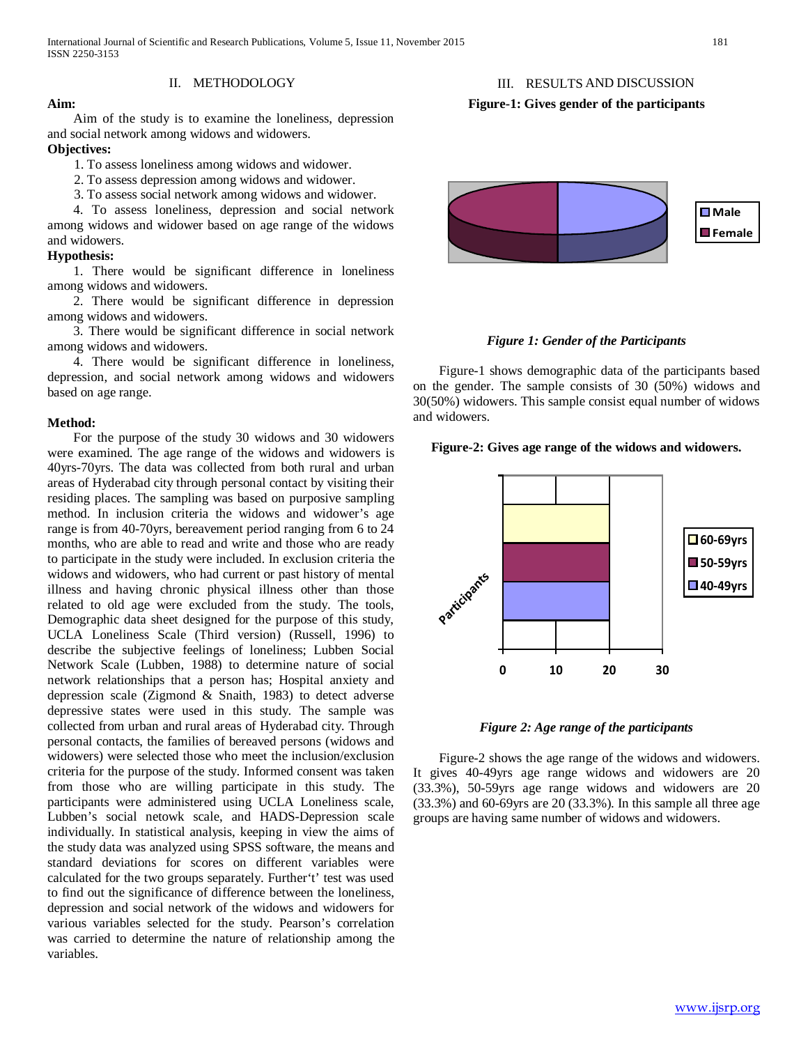## II. METHODOLOGY

**Aim:**

Aim of the study is to examine the loneliness, depression and social network among widows and widowers.

**Objectives:**

1. To assess loneliness among widows and widower.
2. To assess depression among widows and widower.
3. To assess social network among widows and widower.
4. To assess loneliness, depression and social network among widows and widower based on age range of the widows and widowers.

**Hypothesis:**

1. There would be significant difference in loneliness among widows and widowers.
2. There would be significant difference in depression among widows and widowers.
3. There would be significant difference in social network among widows and widowers.
4. There would be significant difference in loneliness, depression, and social network among widows and widowers based on age range.

**Method:**

For the purpose of the study 30 widows and 30 widowers were examined. The age range of the widows and widowers is 40yrs-70yrs. The data was collected from both rural and urban areas of Hyderabad city through personal contact by visiting their residing places. The sampling was based on purposive sampling method. In inclusion criteria the widows and widower's age range is from 40-70yrs, bereavement period ranging from 6 to 24 months, who are able to read and write and those who are ready to participate in the study were included. In exclusion criteria the widows and widowers, who had current or past history of mental illness and having chronic physical illness other than those related to old age were excluded from the study. The tools, Demographic data sheet designed for the purpose of this study, UCLA Loneliness Scale (Third version) (Russell, 1996) to describe the subjective feelings of loneliness; Lubben Social Network Scale (Lubben, 1988) to determine nature of social network relationships that a person has; Hospital anxiety and depression scale (Zigmond & Snaith, 1983) to detect adverse depressive states were used in this study. The sample was collected from urban and rural areas of Hyderabad city. Through personal contacts, the families of bereaved persons (widows and widowers) were selected those who meet the inclusion/exclusion criteria for the purpose of the study. Informed consent was taken from those who are willing participate in this study. The participants were administered using UCLA Loneliness scale, Lubben's social netowk scale, and HADS-Depression scale individually. In statistical analysis, keeping in view the aims of the study data was analyzed using SPSS software, the means and standard deviations for scores on different variables were calculated for the two groups separately. Further't' test was used to find out the significance of difference between the loneliness, depression and social network of the widows and widowers for various variables selected for the study. Pearson's correlation was carried to determine the nature of relationship among the variables.

## III. RESULTS AND DISCUSSION

**Figure-1: Gives gender of the participants**

*Figure 1: Gender of the Participants*

Figure-1 shows demographic data of the participants based on the gender. The sample consists of 30 (50%) widows and 30(50%) widowers. This sample consist equal number of widows and widowers.

**Figure-2: Gives age range of the widows and widowers.**

*Figure 2: Age range of the participants*

Figure-2 shows the age range of the widows and widowers. It gives 40-49yrs age range widows and widowers are 20 (33.3%), 50-59yrs age range widows and widowers are 20 (33.3%) and 60-69yrs are 20 (33.3%). In this sample all three age groups are having same number of widows and widowers.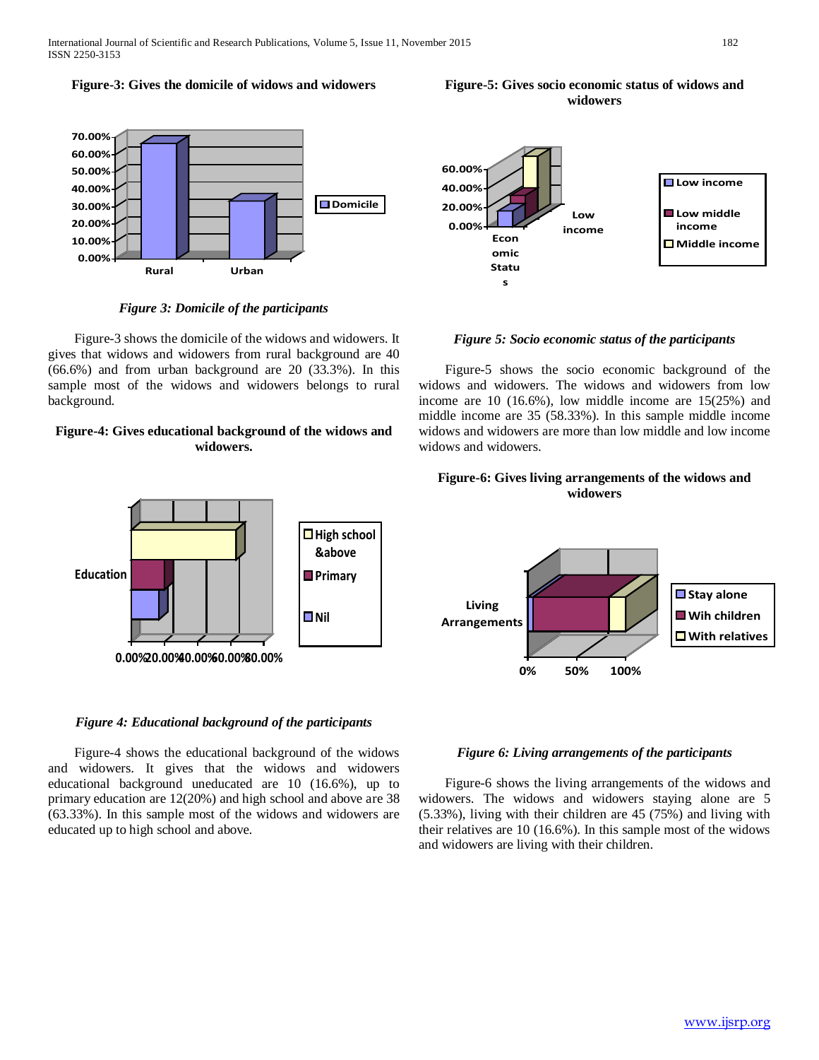**Figure-3: Gives the domicile of widows and widowers**

*Figure 3: Domicile of the participants*

Figure-3 shows the domicile of the widows and widowers. It gives that widows and widowers from rural background are 40 (66.6%) and from urban background are 20 (33.3%). In this sample most of the widows and widowers belongs to rural background.

**Figure-4: Gives educational background of the widows and widowers.**

*Figure 4: Educational background of the participants*

Figure-4 shows the educational background of the widows and widowers. It gives that the widows and widowers educational background uneducated are 10 (16.6%), up to primary education are 12(20%) and high school and above are 38 (63.33%). In this sample most of the widows and widowers are educated up to high school and above.

**Figure-5: Gives socio economic status of widows and widowers**

*Figure 5: Socio economic status of the participants*

Figure-5 shows the socio economic background of the widows and widowers. The widows and widowers from low income are 10 (16.6%), low middle income are 15(25%) and middle income are 35 (58.33%). In this sample middle income widows and widowers are more than low middle and low income widows and widowers.

**Figure-6: Gives living arrangements of the widows and widowers**

*Figure 6: Living arrangements of the participants*

Figure-6 shows the living arrangements of the widows and widowers. The widows and widowers staying alone are 5 (5.33%), living with their children are 45 (75%) and living with their relatives are 10 (16.6%). In this sample most of the widows and widowers are living with their children.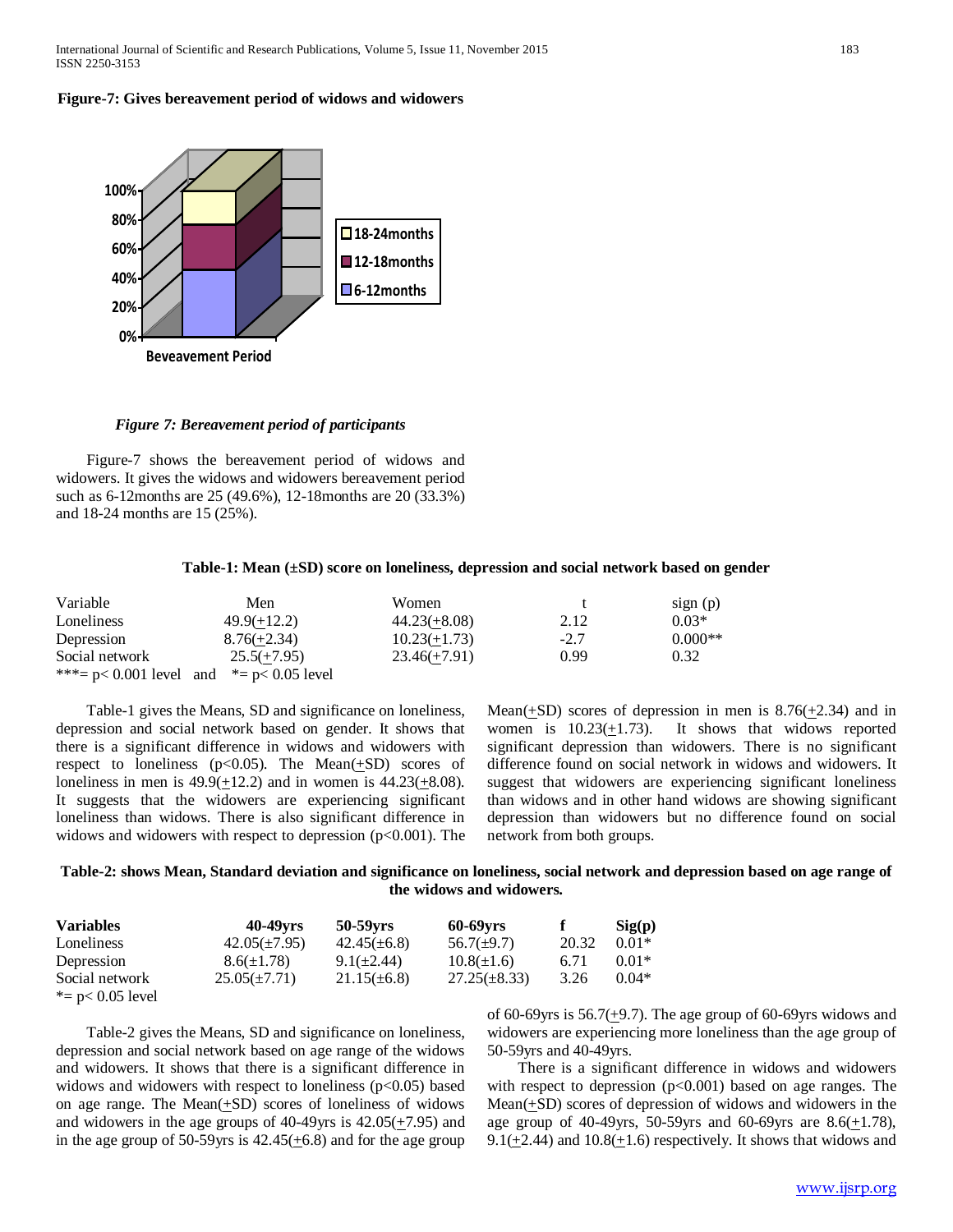**Figure-7: Gives bereavement period of widows and widowers**

*Figure 7: Bereavement period of participants*

Figure-7 shows the bereavement period of widows and widowers. It gives the widows and widowers bereavement period such as 6-12months are 25 (49.6%), 12-18months are 20 (33.3%) and 18-24 months are 15 (25%).

**Table-1: Mean (±SD) score on loneliness, depression and social network based on gender**

| Variable | Men | Women | t | sign (p) |
| --- | --- | --- | --- | --- |
| Loneliness | 49.9(±12.2) | 44.23(±8.08) | 2.12 | 0.03* |
| Depression | 8.76(±2.34) | 10.23(±1.73) | -2.7 | 0.000** |
| Social network | 25.5(±7.95) | 23.46(±7.91) | 0.99 | 0.32 |

***= p< 0.001 level and *= p< 0.05 level

Table-1 gives the Means, SD and significance on loneliness, depression and social network based on gender. It shows that there is a significant difference in widows and widowers with respect to loneliness ($p<0.05$). The Mean(±SD) scores of loneliness in men is 49.9(±12.2) and in women is 44.23(±8.08). It suggests that the widowers are experiencing significant loneliness than widows. There is also significant difference in widows and widowers with respect to depression ($p<0.001$). The Mean(±SD) scores of depression in men is 8.76(±2.34) and in women is 10.23(±1.73). It shows that widows reported significant depression than widowers. There is no significant difference found on social network in widows and widowers. It suggest that widowers are experiencing significant loneliness than widows and in other hand widows are showing significant depression than widowers but no difference found on social network from both groups.

**Table-2: shows Mean, Standard deviation and significance on loneliness, social network and depression based on age range of the widows and widowers.**

| Variables | 40-49yrs | 50-59yrs | 60-69yrs | f | Sig(p) |
| --- | --- | --- | --- | --- | --- |
| Loneliness | 42.05(±7.95) | 42.45(±6.8) | 56.7(±9.7) | 20.32 | 0.01* |
| Depression | 8.6(±1.78) | 9.1(±2.44) | 10.8(±1.6) | 6.71 | 0.01* |
| Social network | 25.05(±7.71) | 21.15(±6.8) | 27.25(±8.33) | 3.26 | 0.04* |

*= p< 0.05 level

Table-2 gives the Means, SD and significance on loneliness, depression and social network based on age range of the widows and widowers. It shows that there is a significant difference in widows and widowers with respect to loneliness ($p<0.05$) based on age range. The Mean(±SD) scores of loneliness of widows and widowers in the age groups of 40-49yrs is 42.05(±7.95) and in the age group of 50-59yrs is 42.45(±6.8) and for the age group of 60-69yrs is 56.7(±9.7). The age group of 60-69yrs widows and widowers are experiencing more loneliness than the age group of 50-59yrs and 40-49yrs.

There is a significant difference in widows and widowers with respect to depression ($p<0.001$) based on age ranges. The Mean(±SD) scores of depression of widows and widowers in the age group of 40-49yrs, 50-59yrs and 60-69yrs are 8.6(±1.78), 9.1(±2.44) and 10.8(±1.6) respectively. It shows that widows and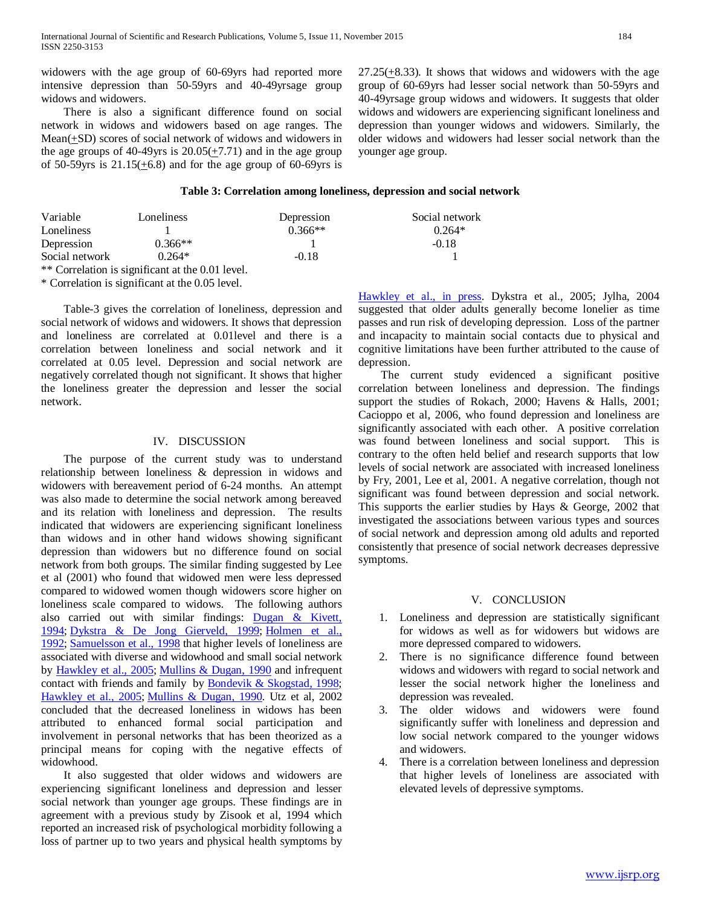widowers with the age group of 60-69yrs had reported more intensive depression than 50-59yrs and 40-49yrsage group widows and widowers.

There is also a significant difference found on social network in widows and widowers based on age ranges. The Mean(+SD) scores of social network of widows and widowers in the age groups of 40-49yrs is 20.05(+7.71) and in the age group of 50-59yrs is 21.15(+6.8) and for the age group of 60-69yrs is 27.25(+8.33). It shows that widows and widowers with the age group of 60-69yrs had lesser social network than 50-59yrs and 40-49yrsage group widows and widowers. It suggests that older widows and widowers are experiencing significant loneliness and depression than younger widows and widowers. Similarly, the older widows and widowers had lesser social network than the younger age group.

**Table 3: Correlation among loneliness, depression and social network**

| Variable | Loneliness | Depression | Social network |
|---|---|---|---|
| Loneliness | 1 | 0.366** | 0.264* |
| Depression | 0.366** | 1 | -0.18 |
| Social network | 0.264* | -0.18 | 1 |

** Correlation is significant at the 0.01 level.
* Correlation is significant at the 0.05 level.

Table-3 gives the correlation of loneliness, depression and social network of widows and widowers. It shows that depression and loneliness are correlated at 0.01level and there is a correlation between loneliness and social network and it correlated at 0.05 level. Depression and social network are negatively correlated though not significant. It shows that higher the loneliness greater the depression and lesser the social network.

## IV. DISCUSSION

The purpose of the current study was to understand relationship between loneliness & depression in widows and widowers with bereavement period of 6-24 months. An attempt was also made to determine the social network among bereaved and its relation with loneliness and depression. The results indicated that widowers are experiencing significant loneliness than widows and in other hand widows showing significant depression than widowers but no difference found on social network from both groups. The similar finding suggested by Lee et al (2001) who found that widowed men were less depressed compared to widowed women though widowers score higher on loneliness scale compared to widows. The following authors also carried out with similar findings: Dugan & Kivett, 1994; Dykstra & De Jong Gierveld, 1999; Holmen et al., 1992; Samuelsson et al., 1998 that higher levels of loneliness are associated with diverse and widowhood and small social network by Hawkley et al., 2005; Mullins & Dugan, 1990 and infrequent contact with friends and family by Bondevik & Skogstad, 1998; Hawkley et al., 2005; Mullins & Dugan, 1990. Utz et al, 2002 concluded that the decreased loneliness in widows has been attributed to enhanced formal social participation and involvement in personal networks that has been theorized as a principal means for coping with the negative effects of widowhood.

It also suggested that older widows and widowers are experiencing significant loneliness and depression and lesser social network than younger age groups. These findings are in agreement with a previous study by Zisook et al, 1994 which reported an increased risk of psychological morbidity following a loss of partner up to two years and physical health symptoms by Hawkley et al., in press. Dykstra et al., 2005; Jylha, 2004 suggested that older adults generally become lonelier as time passes and run risk of developing depression. Loss of the partner and incapacity to maintain social contacts due to physical and cognitive limitations have been further attributed to the cause of depression.

The current study evidenced a significant positive correlation between loneliness and depression. The findings support the studies of Rokach, 2000; Havens & Halls, 2001; Cacioppo et al, 2006, who found depression and loneliness are significantly associated with each other. A positive correlation was found between loneliness and social support. This is contrary to the often held belief and research supports that low levels of social network are associated with increased loneliness by Fry, 2001, Lee et al, 2001. A negative correlation, though not significant was found between depression and social network. This supports the earlier studies by Hays & George, 2002 that investigated the associations between various types and sources of social network and depression among old adults and reported consistently that presence of social network decreases depressive symptoms.

## V. CONCLUSION

1. Loneliness and depression are statistically significant for widows as well as for widowers but widows are more depressed compared to widowers.
2. There is no significance difference found between widows and widowers with regard to social network and lesser the social network higher the loneliness and depression was revealed.
3. The older widows and widowers were found significantly suffer with loneliness and depression and low social network compared to the younger widows and widowers.
4. There is a correlation between loneliness and depression that higher levels of loneliness are associated with elevated levels of depressive symptoms.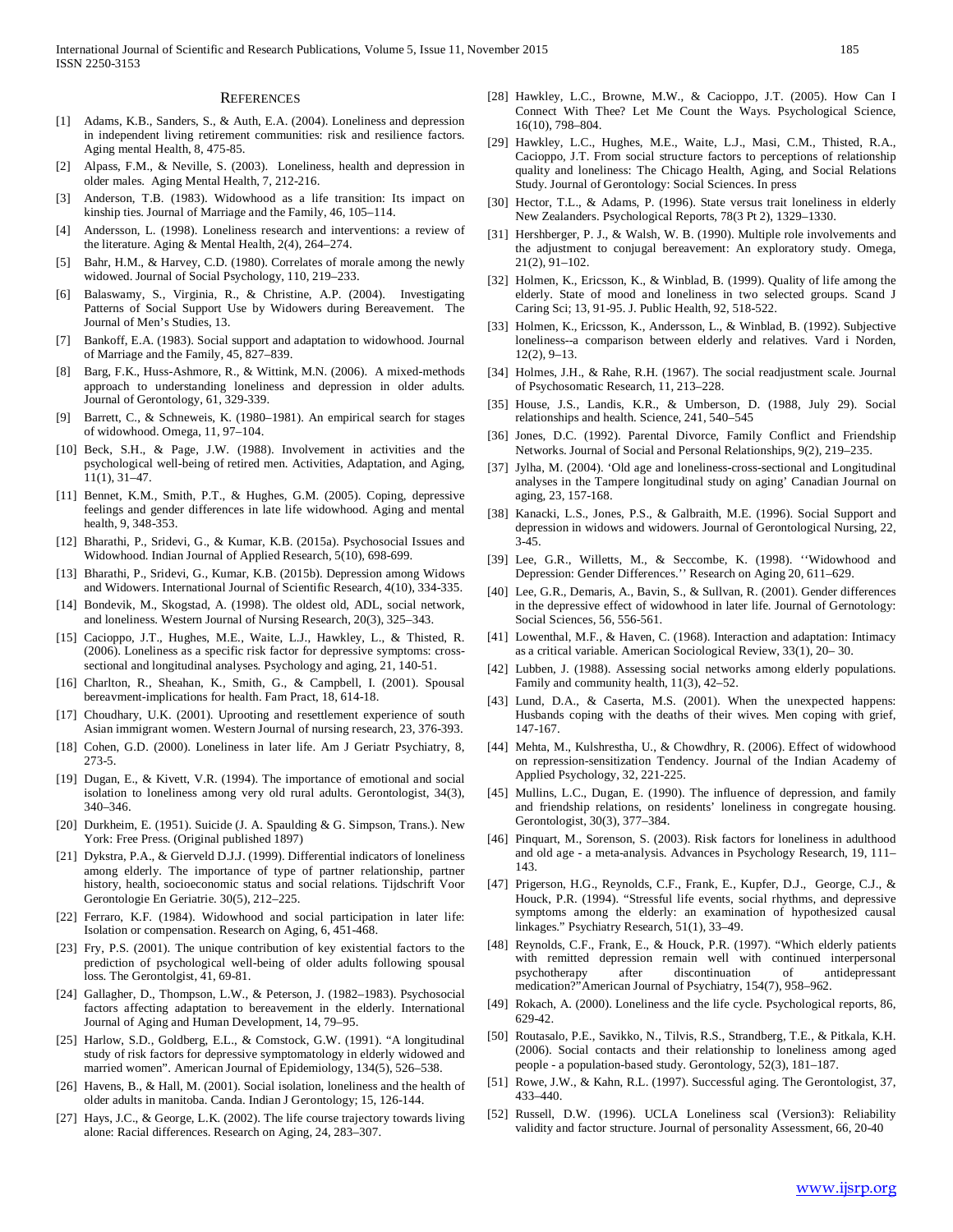## REFERENCES

[1] Adams, K.B., Sanders, S., & Auth, E.A. (2004). Loneliness and depression in independent living retirement communities: risk and resilience factors. Aging mental Health, 8, 475-85.

[2] Alpass, F.M., & Neville, S. (2003). Loneliness, health and depression in older males. Aging Mental Health, 7, 212-216.

[3] Anderson, T.B. (1983). Widowhood as a life transition: Its impact on kinship ties. Journal of Marriage and the Family, 46, 105–114.

[4] Andersson, L. (1998). Loneliness research and interventions: a review of the literature. Aging & Mental Health, 2(4), 264–274.

[5] Bahr, H.M., & Harvey, C.D. (1980). Correlates of morale among the newly widowed. Journal of Social Psychology, 110, 219–233.

[6] Balaswamy, S., Virginia, R., & Christine, A.P. (2004). Investigating Patterns of Social Support Use by Widowers during Bereavement. The Journal of Men's Studies, 13.

[7] Bankoff, E.A. (1983). Social support and adaptation to widowhood. Journal of Marriage and the Family, 45, 827–839.

[8] Barg, F.K., Huss-Ashmore, R., & Wittink, M.N. (2006). A mixed-methods approach to understanding loneliness and depression in older adults. Journal of Gerontology, 61, 329-339.

[9] Barrett, C., & Schneweis, K. (1980–1981). An empirical search for stages of widowhood. Omega, 11, 97–104.

[10] Beck, S.H., & Page, J.W. (1988). Involvement in activities and the psychological well-being of retired men. Activities, Adaptation, and Aging, 11(1), 31–47.

[11] Bennet, K.M., Smith, P.T., & Hughes, G.M. (2005). Coping, depressive feelings and gender differences in late life widowhood. Aging and mental health, 9, 348-353.

[12] Bharathi, P., Sridevi, G., & Kumar, K.B. (2015a). Psychosocial Issues and Widowhood. Indian Journal of Applied Research, 5(10), 698-699.

[13] Bharathi, P., Sridevi, G., Kumar, K.B. (2015b). Depression among Widows and Widowers. International Journal of Scientific Research, 4(10), 334-335.

[14] Bondevik, M., Skogstad, A. (1998). The oldest old, ADL, social network, and loneliness. Western Journal of Nursing Research, 20(3), 325–343.

[15] Cacioppo, J.T., Hughes, M.E., Waite, L.J., Hawkley, L., & Thisted, R. (2006). Loneliness as a specific risk factor for depressive symptoms: cross-sectional and longitudinal analyses. Psychology and aging, 21, 140-51.

[16] Charlton, R., Sheahan, K., Smith, G., & Campbell, I. (2001). Spousal bereavment-implications for health. Fam Pract, 18, 614-18.

[17] Choudhary, U.K. (2001). Uprooting and resettlement experience of south Asian immigrant women. Western Journal of nursing research, 23, 376-393.

[18] Cohen, G.D. (2000). Loneliness in later life. Am J Geriatr Psychiatry, 8, 273-5.

[19] Dugan, E., & Kivett, V.R. (1994). The importance of emotional and social isolation to loneliness among very old rural adults. Gerontologist, 34(3), 340–346.

[20] Durkheim, E. (1951). Suicide (J. A. Spaulding & G. Simpson, Trans.). New York: Free Press. (Original published 1897)

[21] Dykstra, P.A., & Gierveld D.J.J. (1999). Differential indicators of loneliness among elderly. The importance of type of partner relationship, partner history, health, socioeconomic status and social relations. Tijdschrift Voor Gerontologie En Geriatrie. 30(5), 212–225.

[22] Ferraro, K.F. (1984). Widowhood and social participation in later life: Isolation or compensation. Research on Aging, 6, 451-468.

[23] Fry, P.S. (2001). The unique contribution of key existential factors to the prediction of psychological well-being of older adults following spousal loss. The Gerontolgist, 41, 69-81.

[24] Gallagher, D., Thompson, L.W., & Peterson, J. (1982–1983). Psychosocial factors affecting adaptation to bereavement in the elderly. International Journal of Aging and Human Development, 14, 79–95.

[25] Harlow, S.D., Goldberg, E.L., & Comstock, G.W. (1991). "A longitudinal study of risk factors for depressive symptomatology in elderly widowed and married women". American Journal of Epidemiology, 134(5), 526–538.

[26] Havens, B., & Hall, M. (2001). Social isolation, loneliness and the health of older adults in manitoba. Canda. Indian J Gerontology; 15, 126-144.

[27] Hays, J.C., & George, L.K. (2002). The life course trajectory towards living alone: Racial differences. Research on Aging, 24, 283–307.

[28] Hawkley, L.C., Browne, M.W., & Cacioppo, J.T. (2005). How Can I Connect With Thee? Let Me Count the Ways. Psychological Science, 16(10), 798–804.

[29] Hawkley, L.C., Hughes, M.E., Waite, L.J., Masi, C.M., Thisted, R.A., Cacioppo, J.T. From social structure factors to perceptions of relationship quality and loneliness: The Chicago Health, Aging, and Social Relations Study. Journal of Gerontology: Social Sciences. In press

[30] Hector, T.L., & Adams, P. (1996). State versus trait loneliness in elderly New Zealanders. Psychological Reports, 78(3 Pt 2), 1329–1330.

[31] Hershberger, P. J., & Walsh, W. B. (1990). Multiple role involvements and the adjustment to conjugal bereavement: An exploratory study. Omega, 21(2), 91–102.

[32] Holmen, K., Ericsson, K., & Winblad, B. (1999). Quality of life among the elderly. State of mood and loneliness in two selected groups. Scand J Caring Sci; 13, 91-95. J. Public Health, 92, 518-522.

[33] Holmen, K., Ericsson, K., Andersson, L., & Winblad, B. (1992). Subjective loneliness--a comparison between elderly and relatives. Vard i Norden, 12(2), 9–13.

[34] Holmes, J.H., & Rahe, R.H. (1967). The social readjustment scale. Journal of Psychosomatic Research, 11, 213–228.

[35] House, J.S., Landis, K.R., & Umberson, D. (1988, July 29). Social relationships and health. Science, 241, 540–545

[36] Jones, D.C. (1992). Parental Divorce, Family Conflict and Friendship Networks. Journal of Social and Personal Relationships, 9(2), 219–235.

[37] Jylha, M. (2004). 'Old age and loneliness-cross-sectional and Longitudinal analyses in the Tampere longitudinal study on aging' Canadian Journal on aging, 23, 157-168.

[38] Kanacki, L.S., Jones, P.S., & Galbraith, M.E. (1996). Social Support and depression in widows and widowers. Journal of Gerontological Nursing, 22, 3-45.

[39] Lee, G.R., Willetts, M., & Seccombe, K. (1998). ''Widowhood and Depression: Gender Differences.'' Research on Aging 20, 611–629.

[40] Lee, G.R., Demaris, A., Bavin, S., & Sullvan, R. (2001). Gender differences in the depressive effect of widowhood in later life. Journal of Gernotology: Social Sciences, 56, 556-561.

[41] Lowenthal, M.F., & Haven, C. (1968). Interaction and adaptation: Intimacy as a critical variable. American Sociological Review, 33(1), 20– 30.

[42] Lubben, J. (1988). Assessing social networks among elderly populations. Family and community health, 11(3), 42–52.

[43] Lund, D.A., & Caserta, M.S. (2001). When the unexpected happens: Husbands coping with the deaths of their wives. Men coping with grief, 147-167.

[44] Mehta, M., Kulshrestha, U., & Chowdhry, R. (2006). Effect of widowhood on repression-sensitization Tendency. Journal of the Indian Academy of Applied Psychology, 32, 221-225.

[45] Mullins, L.C., Dugan, E. (1990). The influence of depression, and family and friendship relations, on residents' loneliness in congregate housing. Gerontologist, 30(3), 377–384.

[46] Pinquart, M., Sorenson, S. (2003). Risk factors for loneliness in adulthood and old age - a meta-analysis. Advances in Psychology Research, 19, 111–143.

[47] Prigerson, H.G., Reynolds, C.F., Frank, E., Kupfer, D.J., George, C.J., & Houck, P.R. (1994). "Stressful life events, social rhythms, and depressive symptoms among the elderly: an examination of hypothesized causal linkages." Psychiatry Research, 51(1), 33–49.

[48] Reynolds, C.F., Frank, E., & Houck, P.R. (1997). "Which elderly patients with remitted depression remain well with continued interpersonal psychotherapy after discontinuation of antidepressant medication?"American Journal of Psychiatry, 154(7), 958–962.

[49] Rokach, A. (2000). Loneliness and the life cycle. Psychological reports, 86, 629-42.

[50] Routasalo, P.E., Savikko, N., Tilvis, R.S., Strandberg, T.E., & Pitkala, K.H. (2006). Social contacts and their relationship to loneliness among aged people - a population-based study. Gerontology, 52(3), 181–187.

[51] Rowe, J.W., & Kahn, R.L. (1997). Successful aging. The Gerontologist, 37, 433–440.

[52] Russell, D.W. (1996). UCLA Loneliness scal (Version3): Reliability validity and factor structure. Journal of personality Assessment, 66, 20-40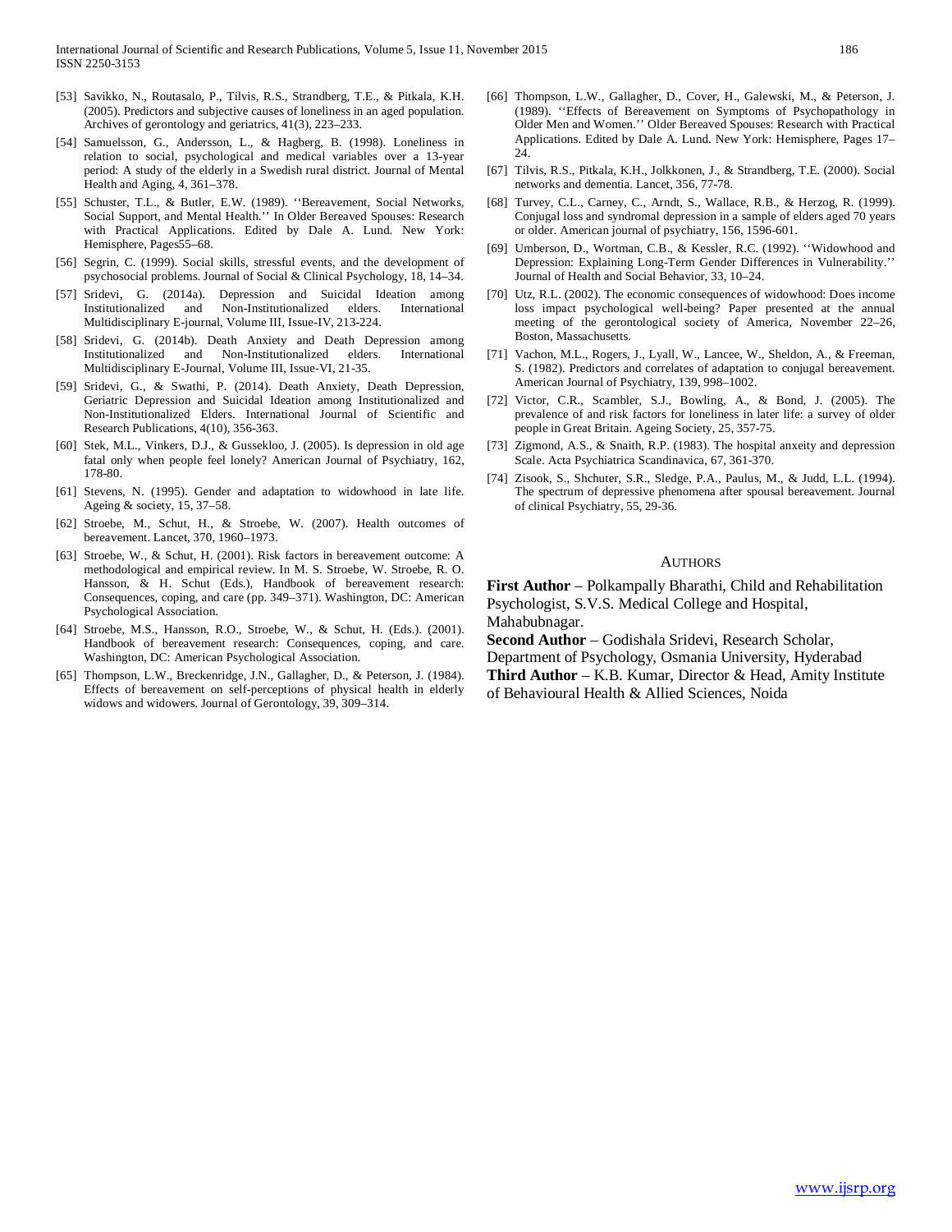[53] Savikko, N., Routasalo, P., Tilvis, R.S., Strandberg, T.E., & Pitkala, K.H. (2005). Predictors and subjective causes of loneliness in an aged population. Archives of gerontology and geriatrics, 41(3), 223–233.

[54] Samuelsson, G., Andersson, L., & Hagberg, B. (1998). Loneliness in relation to social, psychological and medical variables over a 13-year period: A study of the elderly in a Swedish rural district. Journal of Mental Health and Aging, 4, 361–378.

[55] Schuster, T.L., & Butler, E.W. (1989). ''Bereavement, Social Networks, Social Support, and Mental Health.'' In Older Bereaved Spouses: Research with Practical Applications. Edited by Dale A. Lund. New York: Hemisphere, Pages55–68.

[56] Segrin, C. (1999). Social skills, stressful events, and the development of psychosocial problems. Journal of Social & Clinical Psychology, 18, 14–34.

[57] Sridevi, G. (2014a). Depression and Suicidal Ideation among Institutionalized and Non-Institutionalized elders. International Multidisciplinary E-journal, Volume III, Issue-IV, 213-224.

[58] Sridevi, G. (2014b). Death Anxiety and Death Depression among Institutionalized and Non-Institutionalized elders. International Multidisciplinary E-Journal, Volume III, Issue-VI, 21-35.

[59] Sridevi, G., & Swathi, P. (2014). Death Anxiety, Death Depression, Geriatric Depression and Suicidal Ideation among Institutionalized and Non-Institutionalized Elders. International Journal of Scientific and Research Publications, 4(10), 356-363.

[60] Stek, M.L., Vinkers, D.J., & Gussekloo, J. (2005). Is depression in old age fatal only when people feel lonely? American Journal of Psychiatry, 162, 178-80.

[61] Stevens, N. (1995). Gender and adaptation to widowhood in late life. Ageing & society, 15, 37–58.

[62] Stroebe, M., Schut, H., & Stroebe, W. (2007). Health outcomes of bereavement. Lancet, 370, 1960–1973.

[63] Stroebe, W., & Schut, H. (2001). Risk factors in bereavement outcome: A methodological and empirical review. In M. S. Stroebe, W. Stroebe, R. O. Hansson, & H. Schut (Eds.), Handbook of bereavement research: Consequences, coping, and care (pp. 349–371). Washington, DC: American Psychological Association.

[64] Stroebe, M.S., Hansson, R.O., Stroebe, W., & Schut, H. (Eds.). (2001). Handbook of bereavement research: Consequences, coping, and care. Washington, DC: American Psychological Association.

[65] Thompson, L.W., Breckenridge, J.N., Gallagher, D., & Peterson, J. (1984). Effects of bereavement on self-perceptions of physical health in elderly widows and widowers. Journal of Gerontology, 39, 309–314.

[66] Thompson, L.W., Gallagher, D., Cover, H., Galewski, M., & Peterson, J. (1989). ''Effects of Bereavement on Symptoms of Psychopathology in Older Men and Women.'' Older Bereaved Spouses: Research with Practical Applications. Edited by Dale A. Lund. New York: Hemisphere, Pages 17–24.

[67] Tilvis, R.S., Pitkala, K.H., Jolkkonen, J., & Strandberg, T.E. (2000). Social networks and dementia. Lancet, 356, 77-78.

[68] Turvey, C.L., Carney, C., Arndt, S., Wallace, R.B., & Herzog, R. (1999). Conjugal loss and syndromal depression in a sample of elders aged 70 years or older. American journal of psychiatry, 156, 1596-601.

[69] Umberson, D., Wortman, C.B., & Kessler, R.C. (1992). ''Widowhood and Depression: Explaining Long-Term Gender Differences in Vulnerability.'' Journal of Health and Social Behavior, 33, 10–24.

[70] Utz, R.L. (2002). The economic consequences of widowhood: Does income loss impact psychological well-being? Paper presented at the annual meeting of the gerontological society of America, November 22–26, Boston, Massachusetts.

[71] Vachon, M.L., Rogers, J., Lyall, W., Lancee, W., Sheldon, A., & Freeman, S. (1982). Predictors and correlates of adaptation to conjugal bereavement. American Journal of Psychiatry, 139, 998–1002.

[72] Victor, C.R., Scambler, S.J., Bowling, A., & Bond, J. (2005). The prevalence of and risk factors for loneliness in later life: a survey of older people in Great Britain. Ageing Society, 25, 357-75.

[73] Zigmond, A.S., & Snaith, R.P. (1983). The hospital anxiety and depression Scale. Acta Psychiatrica Scandinavica, 67, 361-370.

[74] Zisook, S., Shchuter, S.R., Sledge, P.A., Paulus, M., & Judd, L.L. (1994). The spectrum of depressive phenomena after spousal bereavement. Journal of clinical Psychiatry, 55, 29-36.

## Authors

**First Author** – Polkampally Bharathi, Child and Rehabilitation Psychologist, S.V.S. Medical College and Hospital, Mahabubnagar.

**Second Author** – Godishala Sridevi, Research Scholar, Department of Psychology, Osmania University, Hyderabad

**Third Author** – K.B. Kumar, Director & Head, Amity Institute of Behavioural Health & Allied Sciences, Noida